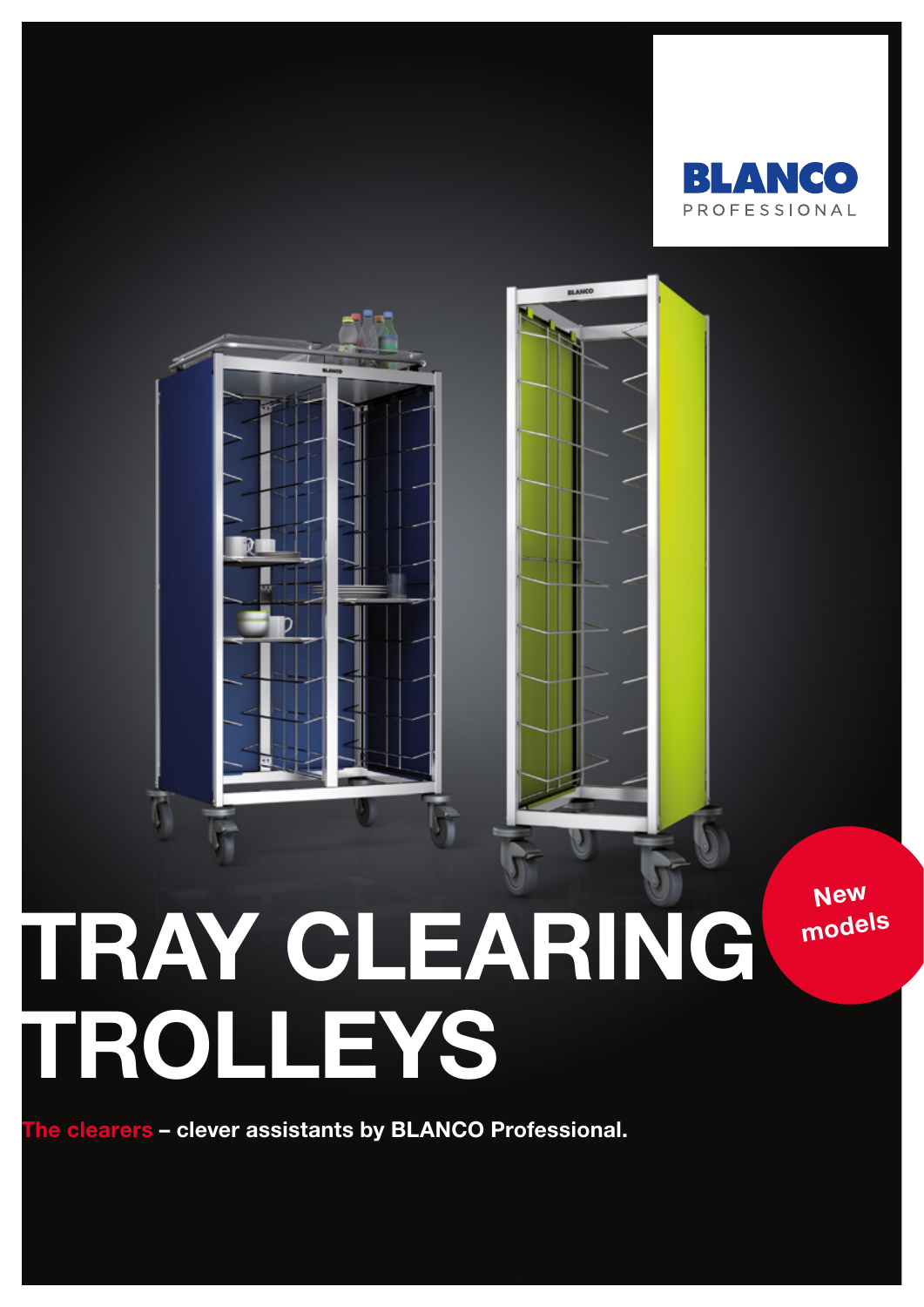BLANCO PROFESSIONAL

New models

# TRAY CLEARING TROLLEYS

The clearers – clever assistants by BLANCO Professional.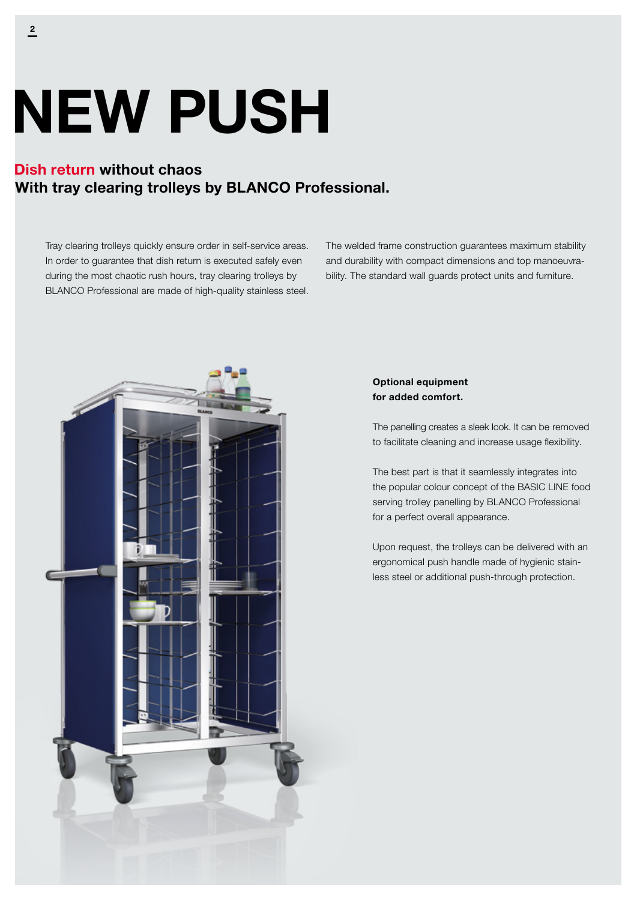# NEW PUSH

## Dish return without chaos
## With tray clearing trolleys by BLANCO Professional.

Tray clearing trolleys quickly ensure order in self-service areas. In order to guarantee that dish return is executed safely even during the most chaotic rush hours, tray clearing trolleys by BLANCO Professional are made of high-quality stainless steel.

The welded frame construction guarantees maximum stability and durability with compact dimensions and top manoeuvrability. The standard wall guards protect units and furniture.

**Optional equipment for added comfort.**

The panelling creates a sleek look. It can be removed to facilitate cleaning and increase usage flexibility.

The best part is that it seamlessly integrates into the popular colour concept of the BASIC LINE food serving trolley panelling by BLANCO Professional for a perfect overall appearance.

Upon request, the trolleys can be delivered with an ergonomical push handle made of hygienic stainless steel or additional push-through protection.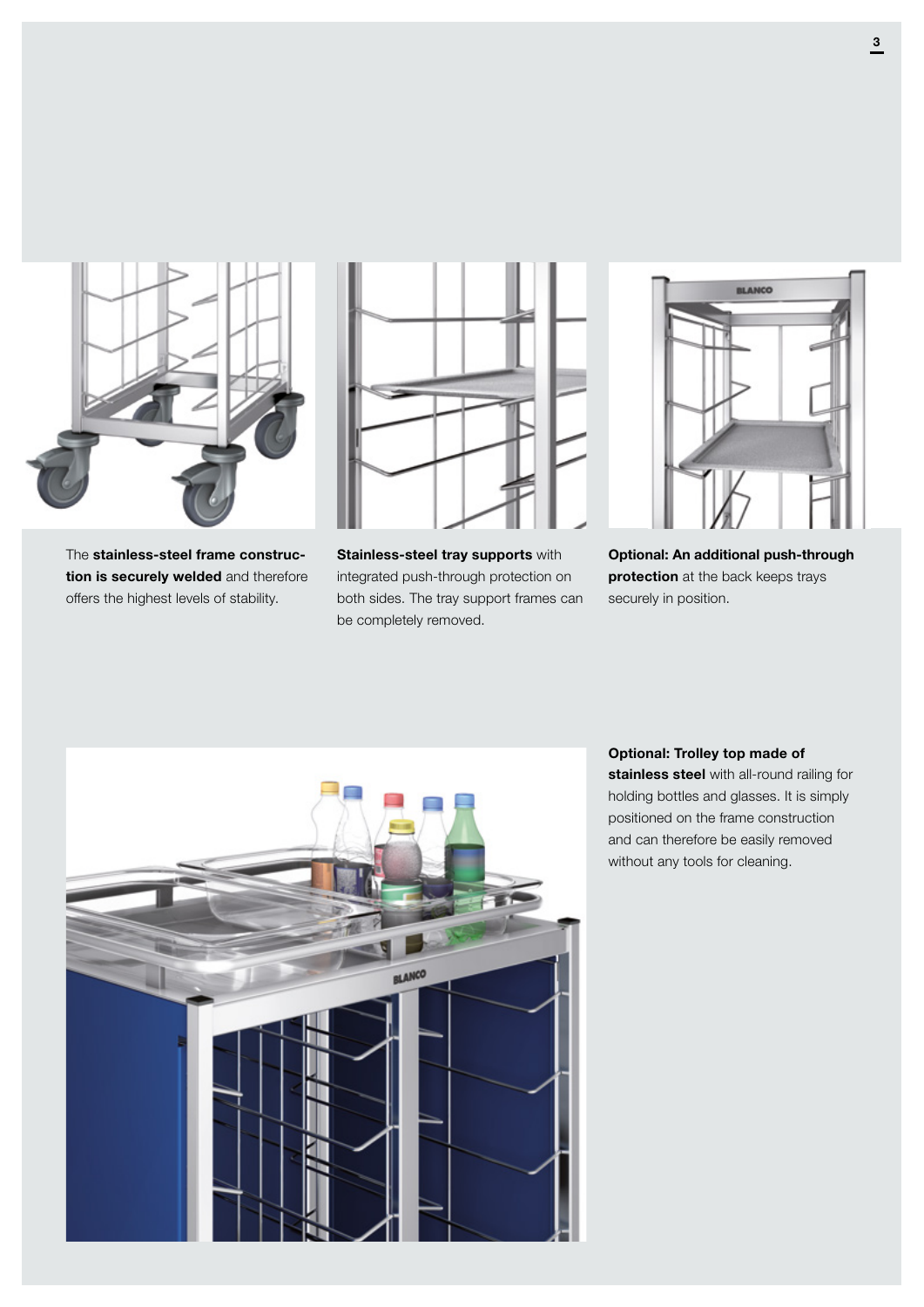The **stainless-steel frame construction is securely welded** and therefore offers the highest levels of stability.

**Stainless-steel tray supports** with integrated push-through protection on both sides. The tray support frames can be completely removed.

**Optional: An additional push-through protection** at the back keeps trays securely in position.

**Optional: Trolley top made of stainless steel** with all-round railing for holding bottles and glasses. It is simply positioned on the frame construction and can therefore be easily removed without any tools for cleaning.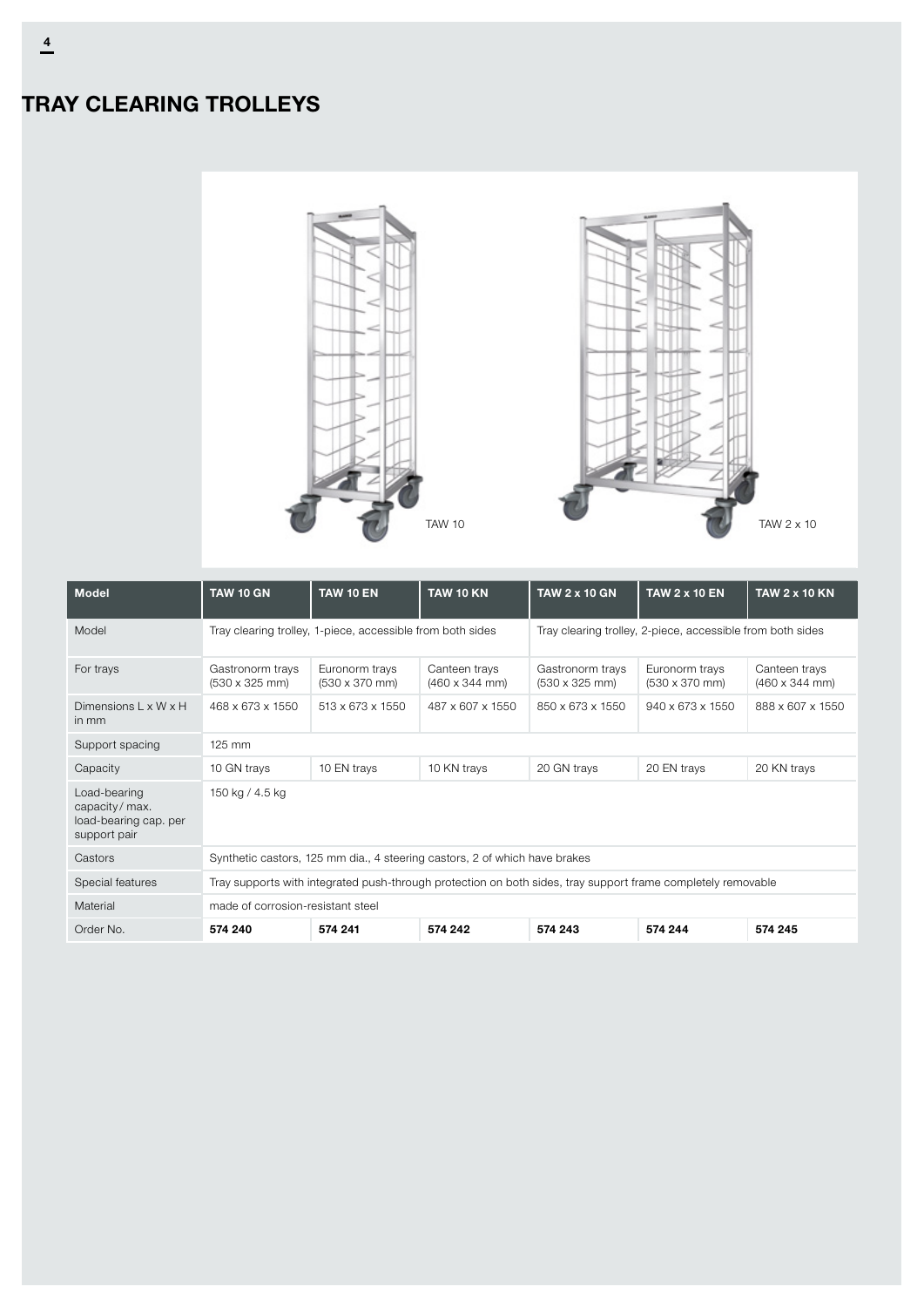# TRAY CLEARING TROLLEYS

TAW 10

TAW 2 x 10

| Model | TAW 10 GN | TAW 10 EN | TAW 10 KN | TAW 2 x 10 GN | TAW 2 x 10 EN | TAW 2 x 10 KN |
|---|---|---|---|---|---|---|
| Model | Tray clearing trolley, 1-piece, accessible from both sides | | | Tray clearing trolley, 2-piece, accessible from both sides | | |
| For trays | Gastronorm trays (530 x 325 mm) | Euronorm trays (530 x 370 mm) | Canteen trays (460 x 344 mm) | Gastronorm trays (530 x 325 mm) | Euronorm trays (530 x 370 mm) | Canteen trays (460 x 344 mm) |
| Dimensions L x W x H in mm | 468 x 673 x 1550 | 513 x 673 x 1550 | 487 x 607 x 1550 | 850 x 673 x 1550 | 940 x 673 x 1550 | 888 x 607 x 1550 |
| Support spacing | 125 mm | | | | | |
| Capacity | 10 GN trays | 10 EN trays | 10 KN trays | 20 GN trays | 20 EN trays | 20 KN trays |
| Load-bearing capacity / max. load-bearing cap. per support pair | 150 kg / 4.5 kg | | | | | |
| Castors | Synthetic castors, 125 mm dia., 4 steering castors, 2 of which have brakes | | | | | |
| Special features | Tray supports with integrated push-through protection on both sides, tray support frame completely removable | | | | | |
| Material | made of corrosion-resistant steel | | | | | |
| Order No. | **574 240** | **574 241** | **574 242** | **574 243** | **574 244** | **574 245** |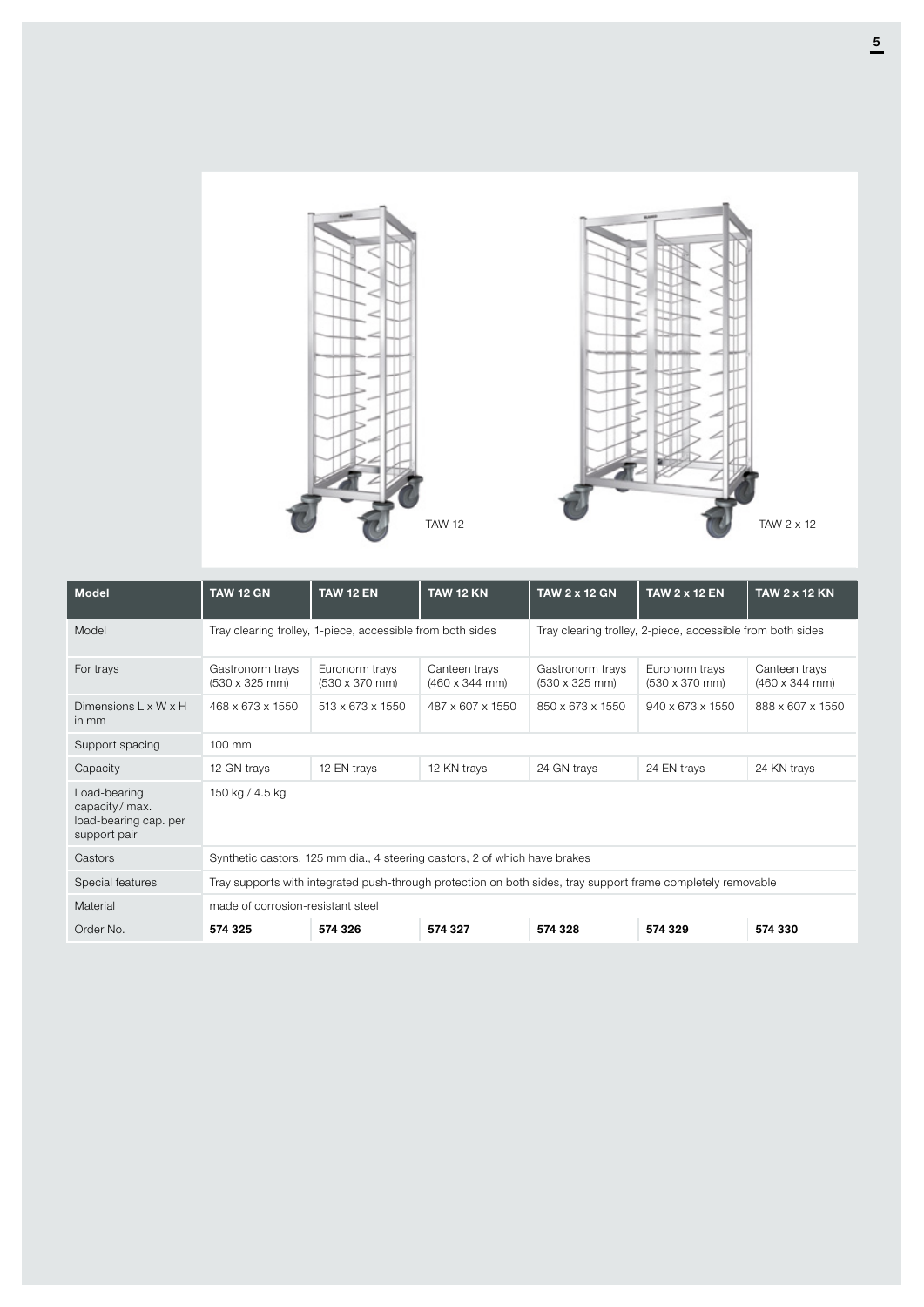TAW 12

TAW 2 x 12

| Model | TAW 12 GN | TAW 12 EN | TAW 12 KN | TAW 2 x 12 GN | TAW 2 x 12 EN | TAW 2 x 12 KN |
|---|---|---|---|---|---|---|
| Model | Tray clearing trolley, 1-piece, accessible from both sides | | | Tray clearing trolley, 2-piece, accessible from both sides | | |
| For trays | Gastronorm trays (530 x 325 mm) | Euronorm trays (530 x 370 mm) | Canteen trays (460 x 344 mm) | Gastronorm trays (530 x 325 mm) | Euronorm trays (530 x 370 mm) | Canteen trays (460 x 344 mm) |
| Dimensions L x W x H in mm | 468 x 673 x 1550 | 513 x 673 x 1550 | 487 x 607 x 1550 | 850 x 673 x 1550 | 940 x 673 x 1550 | 888 x 607 x 1550 |
| Support spacing | 100 mm | | | | | |
| Capacity | 12 GN trays | 12 EN trays | 12 KN trays | 24 GN trays | 24 EN trays | 24 KN trays |
| Load-bearing capacity / max. load-bearing cap. per support pair | 150 kg / 4.5 kg | | | | | |
| Castors | Synthetic castors, 125 mm dia., 4 steering castors, 2 of which have brakes | | | | | |
| Special features | Tray supports with integrated push-through protection on both sides, tray support frame completely removable | | | | | |
| Material | made of corrosion-resistant steel | | | | | |
| Order No. | **574 325** | **574 326** | **574 327** | **574 328** | **574 329** | **574 330** |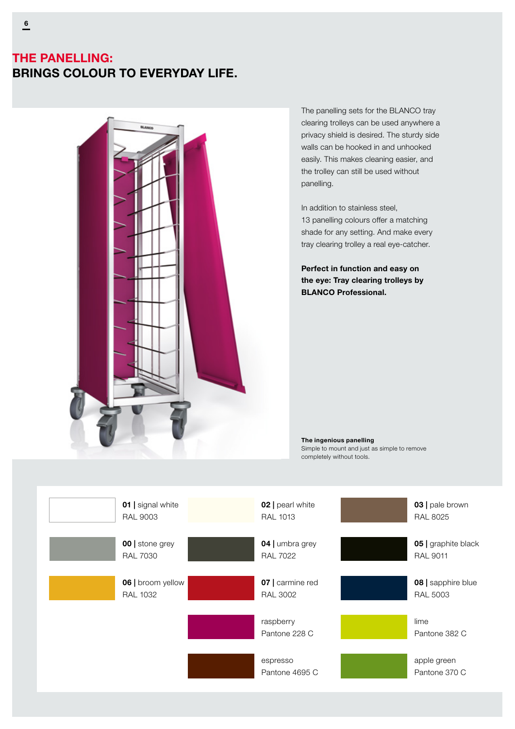# THE PANELLING: BRINGS COLOUR TO EVERYDAY LIFE.

The panelling sets for the BLANCO tray clearing trolleys can be used anywhere a privacy shield is desired. The sturdy side walls can be hooked in and unhooked easily. This makes cleaning easier, and the trolley can still be used without panelling.

In addition to stainless steel, 13 panelling colours offer a matching shade for any setting. And make every tray clearing trolley a real eye-catcher.

**Perfect in function and easy on the eye: Tray clearing trolleys by BLANCO Professional.**

**The ingenious panelling**
Simple to mount and just as simple to remove completely without tools.

| | | |
|---|---|---|
| **01** \| signal white<br>RAL 9003 | **02** \| pearl white<br>RAL 1013 | **03** \| pale brown<br>RAL 8025 |
| **00** \| stone grey<br>RAL 7030 | **04** \| umbra grey<br>RAL 7022 | **05** \| graphite black<br>RAL 9011 |
| **06** \| broom yellow<br>RAL 1032 | **07** \| carmine red<br>RAL 3002 | **08** \| sapphire blue<br>RAL 5003 |
| | raspberry<br>Pantone 228 C | lime<br>Pantone 382 C |
| | espresso<br>Pantone 4695 C | apple green<br>Pantone 370 C |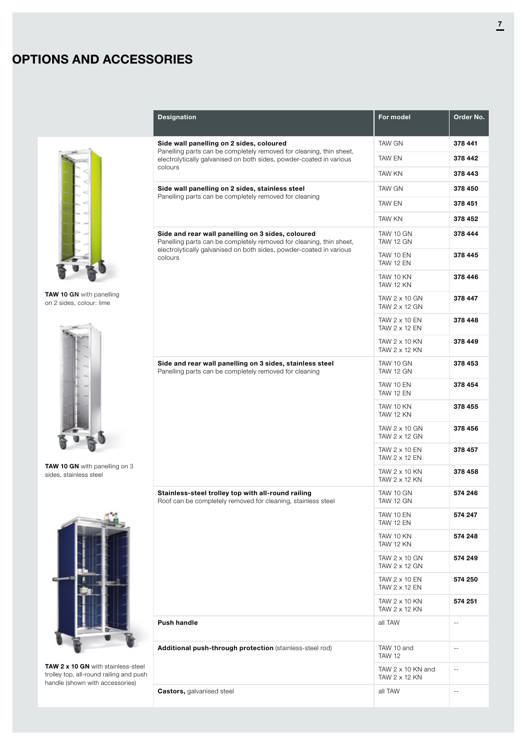# OPTIONS AND ACCESSORIES

TAW 10 GN with panelling on 2 sides, colour: lime

TAW 10 GN with panelling on 3 sides, stainless steel

TAW 2 x 10 GN with stainless-steel trolley top, all-round railing and push handle (shown with accessories)

| Designation | For model | Order No. |
|---|---|---|
| **Side wall panelling on 2 sides, coloured**<br>Panelling parts can be completely removed for cleaning, thin sheet, electrolytically galvanised on both sides, powder-coated in various colours | TAW GN | **378 441** |
| | TAW EN | **378 442** |
| | TAW KN | **378 443** |
| **Side wall panelling on 2 sides, stainless steel**<br>Panelling parts can be completely removed for cleaning | TAW GN | **378 450** |
| | TAW EN | **378 451** |
| | TAW KN | **378 452** |
| **Side and rear wall panelling on 3 sides, coloured**<br>Panelling parts can be completely removed for cleaning, thin sheet, electrolytically galvanised on both sides, powder-coated in various colours | TAW 10 GN<br>TAW 12 GN | **378 444** |
| | TAW 10 EN<br>TAW 12 EN | **378 445** |
| | TAW 10 KN<br>TAW 12 KN | **378 446** |
| | TAW 2 x 10 GN<br>TAW 2 x 12 GN | **378 447** |
| | TAW 2 x 10 EN<br>TAW 2 x 12 EN | **378 448** |
| | TAW 2 x 10 KN<br>TAW 2 x 12 KN | **378 449** |
| **Side and rear wall panelling on 3 sides, stainless steel**<br>Panelling parts can be completely removed for cleaning | TAW 10 GN<br>TAW 12 GN | **378 453** |
| | TAW 10 EN<br>TAW 12 EN | **378 454** |
| | TAW 10 KN<br>TAW 12 KN | **378 455** |
| | TAW 2 x 10 GN<br>TAW 2 x 12 GN | **378 456** |
| | TAW 2 x 10 EN<br>TAW 2 x 12 EN | **378 457** |
| | TAW 2 x 10 KN<br>TAW 2 x 12 KN | **378 458** |
| **Stainless-steel trolley top with all-round railing**<br>Roof can be completely removed for cleaning, stainless steel | TAW 10 GN<br>TAW 12 GN | **574 246** |
| | TAW 10 EN<br>TAW 12 EN | **574 247** |
| | TAW 10 KN<br>TAW 12 KN | **574 248** |
| | TAW 2 x 10 GN<br>TAW 2 x 12 GN | **574 249** |
| | TAW 2 x 10 EN<br>TAW 2 x 12 EN | **574 250** |
| | TAW 2 x 10 KN<br>TAW 2 x 12 KN | **574 251** |
| **Push handle** | all TAW | -- |
| **Additional push-through protection** (stainless-steel rod) | TAW 10 and<br>TAW 12 | -- |
| | TAW 2 x 10 KN and<br>TAW 2 x 12 KN | -- |
| **Castors,** galvanised steel | all TAW | -- |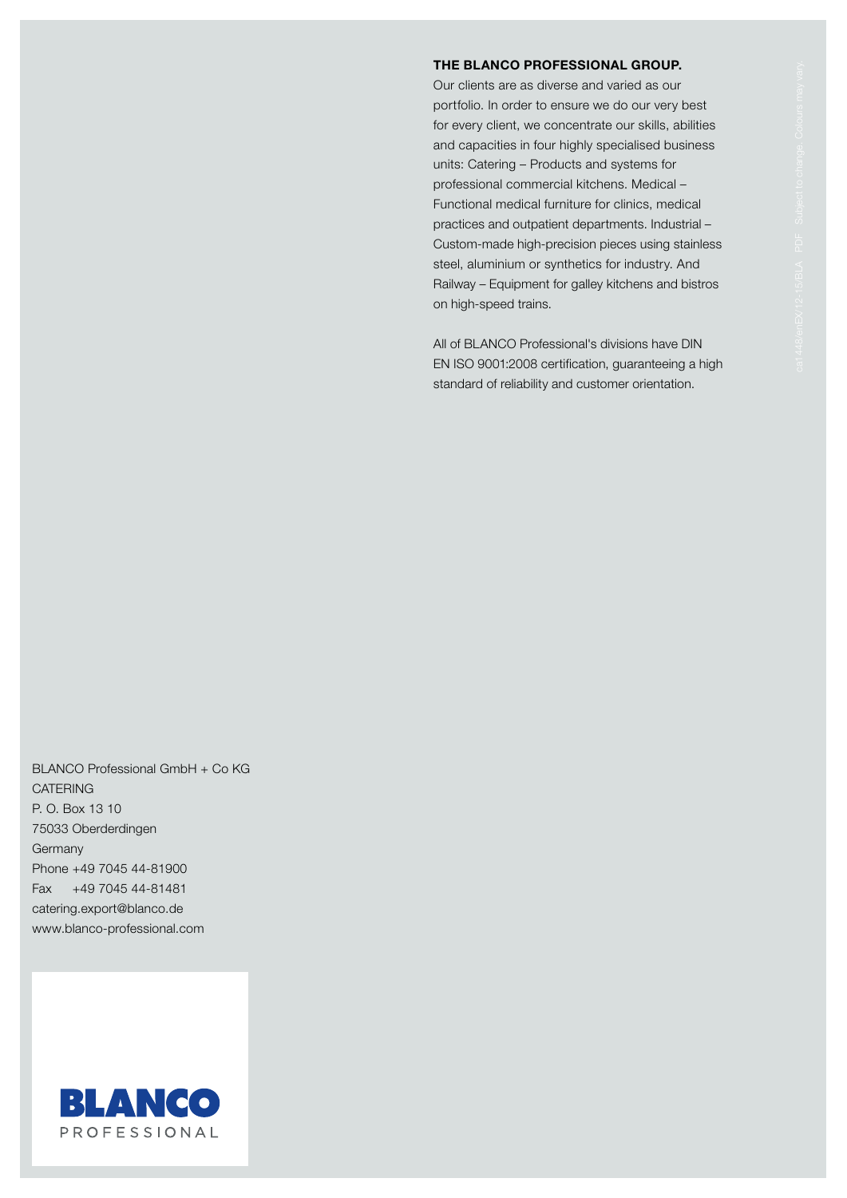**THE BLANCO PROFESSIONAL GROUP.**

Our clients are as diverse and varied as our portfolio. In order to ensure we do our very best for every client, we concentrate our skills, abilities and capacities in four highly specialised business units: Catering – Products and systems for professional commercial kitchens. Medical – Functional medical furniture for clinics, medical practices and outpatient departments. Industrial – Custom-made high-precision pieces using stainless steel, aluminium or synthetics for industry. And Railway – Equipment for galley kitchens and bistros on high-speed trains.

All of BLANCO Professional's divisions have DIN EN ISO 9001:2008 certification, guaranteeing a high standard of reliability and customer orientation.

ca1448/enEX/12-15/BLA PDF Subject to change. Colours may vary.

BLANCO Professional GmbH + Co KG
CATERING
P. O. Box 13 10
75033 Oberderdingen
Germany
Phone +49 7045 44-81900
Fax +49 7045 44-81481
catering.export@blanco.de
www.blanco-professional.com

BLANCO
PROFESSIONAL